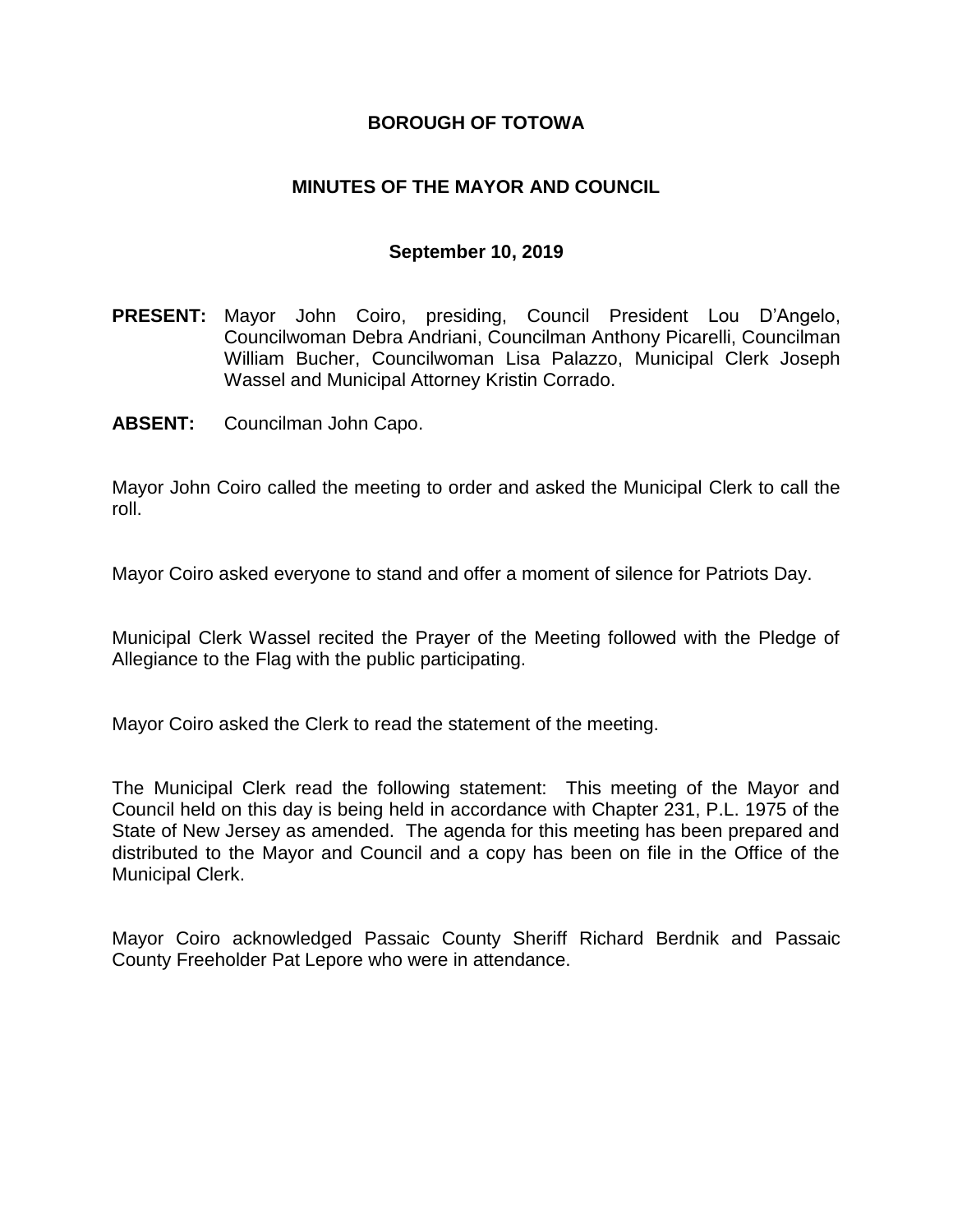# BOROUGH OF TOTOWA

## MINUTES OF THE MAYOR AND COUNCIL

### September 10, 2019

**PRESENT:** Mayor John Coiro, presiding, Council President Lou D'Angelo, Councilwoman Debra Andriani, Councilman Anthony Picarelli, Councilman William Bucher, Councilwoman Lisa Palazzo, Municipal Clerk Joseph Wassel and Municipal Attorney Kristin Corrado.

**ABSENT:** Councilman John Capo.

Mayor John Coiro called the meeting to order and asked the Municipal Clerk to call the roll.

Mayor Coiro asked everyone to stand and offer a moment of silence for Patriots Day.

Municipal Clerk Wassel recited the Prayer of the Meeting followed with the Pledge of Allegiance to the Flag with the public participating.

Mayor Coiro asked the Clerk to read the statement of the meeting.

The Municipal Clerk read the following statement: This meeting of the Mayor and Council held on this day is being held in accordance with Chapter 231, P.L. 1975 of the State of New Jersey as amended. The agenda for this meeting has been prepared and distributed to the Mayor and Council and a copy has been on file in the Office of the Municipal Clerk.

Mayor Coiro acknowledged Passaic County Sheriff Richard Berdnik and Passaic County Freeholder Pat Lepore who were in attendance.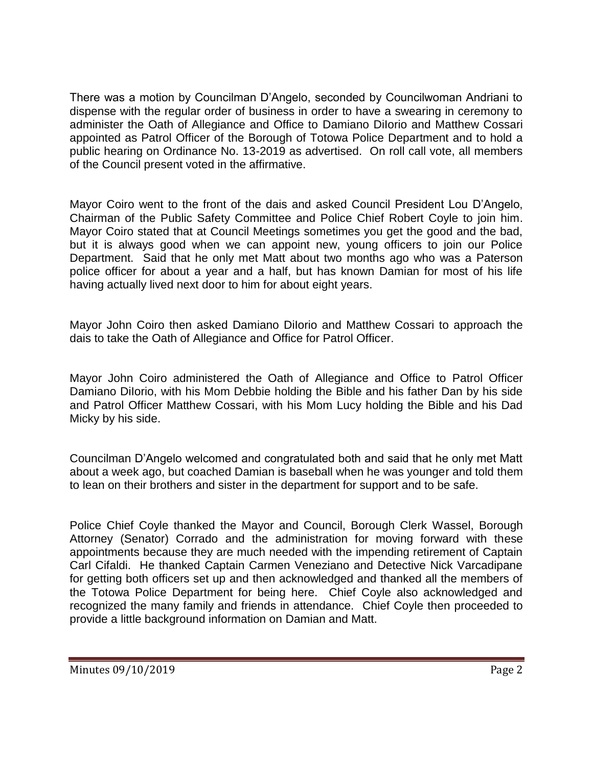There was a motion by Councilman D'Angelo, seconded by Councilwoman Andriani to dispense with the regular order of business in order to have a swearing in ceremony to administer the Oath of Allegiance and Office to Damiano DiIorio and Matthew Cossari appointed as Patrol Officer of the Borough of Totowa Police Department and to hold a public hearing on Ordinance No. 13-2019 as advertised. On roll call vote, all members of the Council present voted in the affirmative.

Mayor Coiro went to the front of the dais and asked Council President Lou D'Angelo, Chairman of the Public Safety Committee and Police Chief Robert Coyle to join him. Mayor Coiro stated that at Council Meetings sometimes you get the good and the bad, but it is always good when we can appoint new, young officers to join our Police Department. Said that he only met Matt about two months ago who was a Paterson police officer for about a year and a half, but has known Damian for most of his life having actually lived next door to him for about eight years.

Mayor John Coiro then asked Damiano DiIorio and Matthew Cossari to approach the dais to take the Oath of Allegiance and Office for Patrol Officer.

Mayor John Coiro administered the Oath of Allegiance and Office to Patrol Officer Damiano DiIorio, with his Mom Debbie holding the Bible and his father Dan by his side and Patrol Officer Matthew Cossari, with his Mom Lucy holding the Bible and his Dad Micky by his side.

Councilman D'Angelo welcomed and congratulated both and said that he only met Matt about a week ago, but coached Damian is baseball when he was younger and told them to lean on their brothers and sister in the department for support and to be safe.

Police Chief Coyle thanked the Mayor and Council, Borough Clerk Wassel, Borough Attorney (Senator) Corrado and the administration for moving forward with these appointments because they are much needed with the impending retirement of Captain Carl Cifaldi. He thanked Captain Carmen Veneziano and Detective Nick Varcadipane for getting both officers set up and then acknowledged and thanked all the members of the Totowa Police Department for being here. Chief Coyle also acknowledged and recognized the many family and friends in attendance. Chief Coyle then proceeded to provide a little background information on Damian and Matt.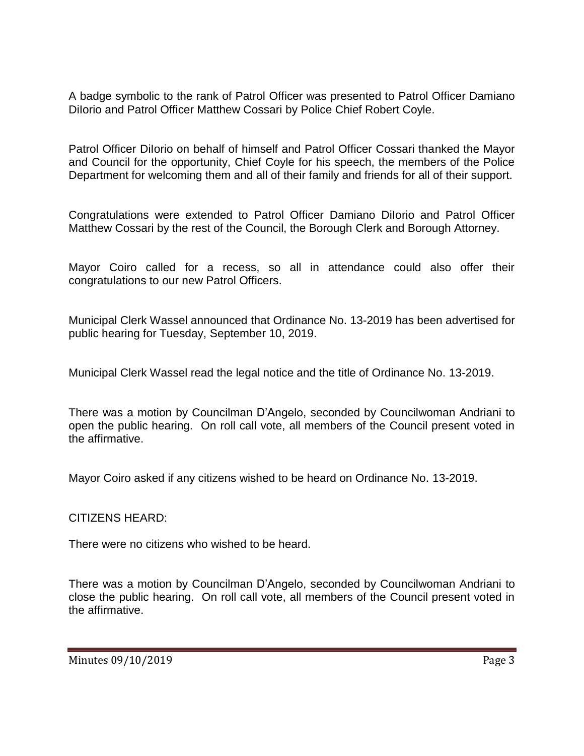A badge symbolic to the rank of Patrol Officer was presented to Patrol Officer Damiano DiIorio and Patrol Officer Matthew Cossari by Police Chief Robert Coyle.

Patrol Officer DiIorio on behalf of himself and Patrol Officer Cossari thanked the Mayor and Council for the opportunity, Chief Coyle for his speech, the members of the Police Department for welcoming them and all of their family and friends for all of their support.

Congratulations were extended to Patrol Officer Damiano DiIorio and Patrol Officer Matthew Cossari by the rest of the Council, the Borough Clerk and Borough Attorney.

Mayor Coiro called for a recess, so all in attendance could also offer their congratulations to our new Patrol Officers.

Municipal Clerk Wassel announced that Ordinance No. 13-2019 has been advertised for public hearing for Tuesday, September 10, 2019.

Municipal Clerk Wassel read the legal notice and the title of Ordinance No. 13-2019.

There was a motion by Councilman D'Angelo, seconded by Councilwoman Andriani to open the public hearing. On roll call vote, all members of the Council present voted in the affirmative.

Mayor Coiro asked if any citizens wished to be heard on Ordinance No. 13-2019.

CITIZENS HEARD:

There were no citizens who wished to be heard.

There was a motion by Councilman D'Angelo, seconded by Councilwoman Andriani to close the public hearing. On roll call vote, all members of the Council present voted in the affirmative.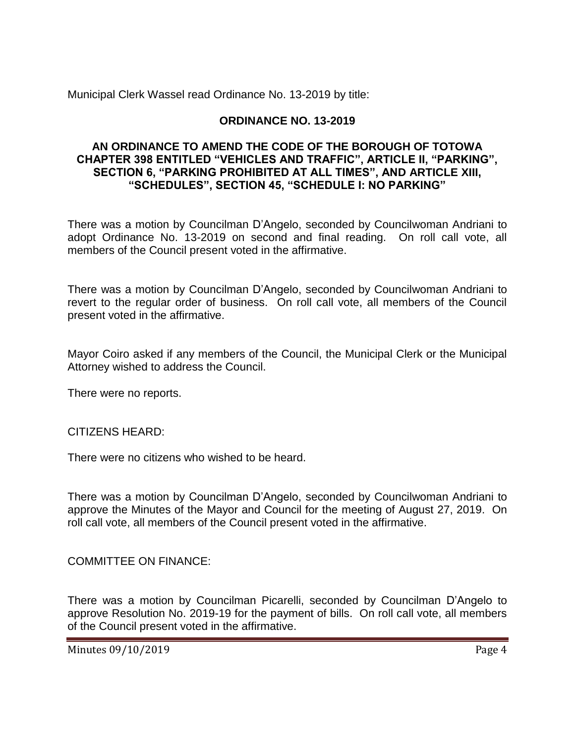Municipal Clerk Wassel read Ordinance No. 13-2019 by title:

**ORDINANCE NO. 13-2019**

**AN ORDINANCE TO AMEND THE CODE OF THE BOROUGH OF TOTOWA CHAPTER 398 ENTITLED "VEHICLES AND TRAFFIC", ARTICLE II, "PARKING", SECTION 6, "PARKING PROHIBITED AT ALL TIMES", AND ARTICLE XIII, "SCHEDULES", SECTION 45, "SCHEDULE I: NO PARKING"**

There was a motion by Councilman D'Angelo, seconded by Councilwoman Andriani to adopt Ordinance No. 13-2019 on second and final reading. On roll call vote, all members of the Council present voted in the affirmative.

There was a motion by Councilman D'Angelo, seconded by Councilwoman Andriani to revert to the regular order of business. On roll call vote, all members of the Council present voted in the affirmative.

Mayor Coiro asked if any members of the Council, the Municipal Clerk or the Municipal Attorney wished to address the Council.

There were no reports.

CITIZENS HEARD:

There were no citizens who wished to be heard.

There was a motion by Councilman D'Angelo, seconded by Councilwoman Andriani to approve the Minutes of the Mayor and Council for the meeting of August 27, 2019. On roll call vote, all members of the Council present voted in the affirmative.

COMMITTEE ON FINANCE:

There was a motion by Councilman Picarelli, seconded by Councilman D'Angelo to approve Resolution No. 2019-19 for the payment of bills. On roll call vote, all members of the Council present voted in the affirmative.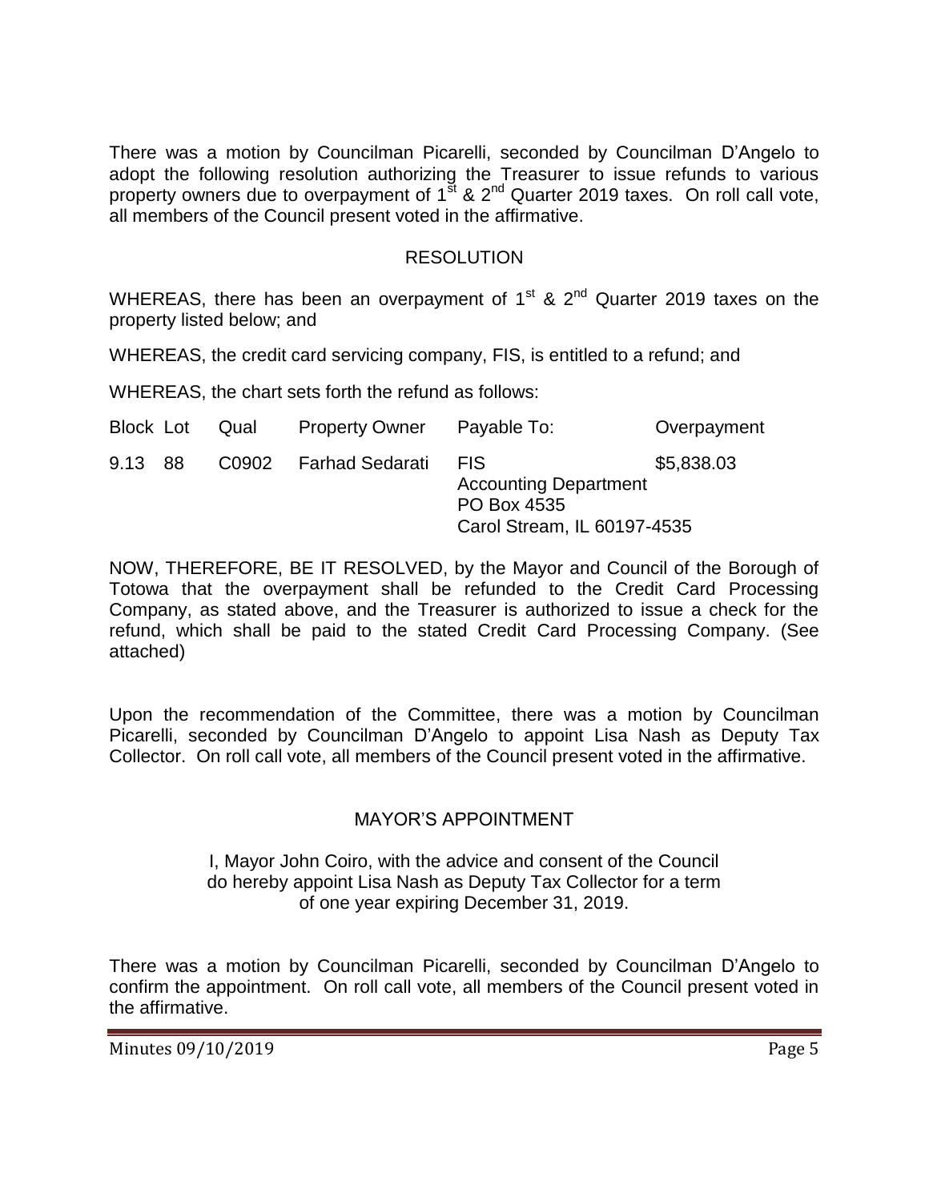There was a motion by Councilman Picarelli, seconded by Councilman D'Angelo to adopt the following resolution authorizing the Treasurer to issue refunds to various property owners due to overpayment of 1st & 2nd Quarter 2019 taxes. On roll call vote, all members of the Council present voted in the affirmative.

## RESOLUTION

WHEREAS, there has been an overpayment of 1st & 2nd Quarter 2019 taxes on the property listed below; and

WHEREAS, the credit card servicing company, FIS, is entitled to a refund; and

WHEREAS, the chart sets forth the refund as follows:

| Block | Lot | Qual | Property Owner | Payable To: | Overpayment |
|---|---|---|---|---|---|
| 9.13 | 88 | C0902 | Farhad Sedarati | FIS<br>Accounting Department<br>PO Box 4535<br>Carol Stream, IL 60197-4535 | $5,838.03 |

NOW, THEREFORE, BE IT RESOLVED, by the Mayor and Council of the Borough of Totowa that the overpayment shall be refunded to the Credit Card Processing Company, as stated above, and the Treasurer is authorized to issue a check for the refund, which shall be paid to the stated Credit Card Processing Company. (See attached)

Upon the recommendation of the Committee, there was a motion by Councilman Picarelli, seconded by Councilman D'Angelo to appoint Lisa Nash as Deputy Tax Collector. On roll call vote, all members of the Council present voted in the affirmative.

## MAYOR'S APPOINTMENT

I, Mayor John Coiro, with the advice and consent of the Council do hereby appoint Lisa Nash as Deputy Tax Collector for a term of one year expiring December 31, 2019.

There was a motion by Councilman Picarelli, seconded by Councilman D'Angelo to confirm the appointment. On roll call vote, all members of the Council present voted in the affirmative.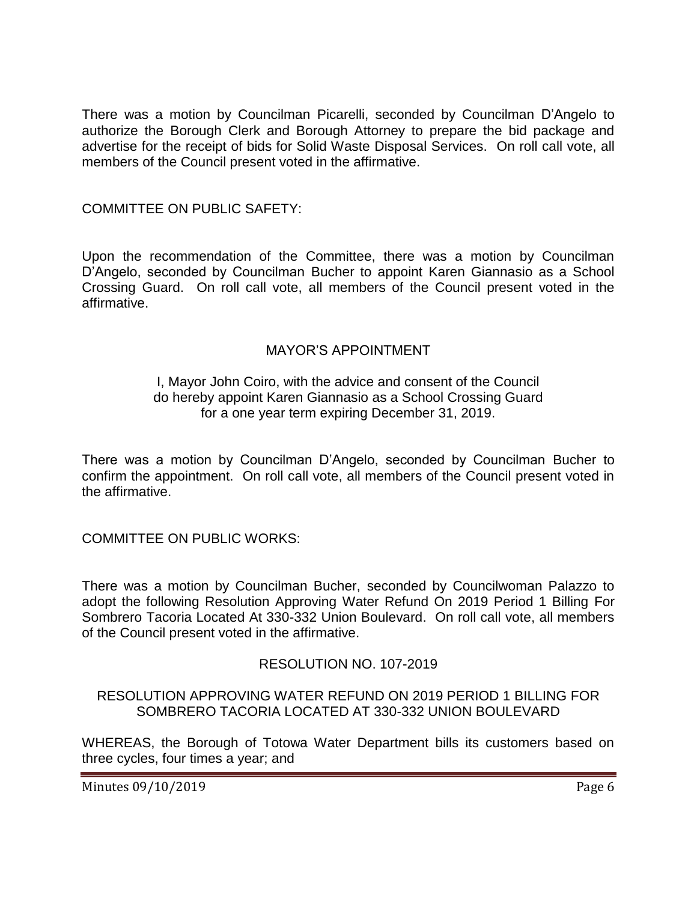There was a motion by Councilman Picarelli, seconded by Councilman D'Angelo to authorize the Borough Clerk and Borough Attorney to prepare the bid package and advertise for the receipt of bids for Solid Waste Disposal Services. On roll call vote, all members of the Council present voted in the affirmative.

COMMITTEE ON PUBLIC SAFETY:

Upon the recommendation of the Committee, there was a motion by Councilman D'Angelo, seconded by Councilman Bucher to appoint Karen Giannasio as a School Crossing Guard. On roll call vote, all members of the Council present voted in the affirmative.

MAYOR'S APPOINTMENT

I, Mayor John Coiro, with the advice and consent of the Council do hereby appoint Karen Giannasio as a School Crossing Guard for a one year term expiring December 31, 2019.

There was a motion by Councilman D'Angelo, seconded by Councilman Bucher to confirm the appointment. On roll call vote, all members of the Council present voted in the affirmative.

COMMITTEE ON PUBLIC WORKS:

There was a motion by Councilman Bucher, seconded by Councilwoman Palazzo to adopt the following Resolution Approving Water Refund On 2019 Period 1 Billing For Sombrero Tacoria Located At 330-332 Union Boulevard. On roll call vote, all members of the Council present voted in the affirmative.

RESOLUTION NO. 107-2019

RESOLUTION APPROVING WATER REFUND ON 2019 PERIOD 1 BILLING FOR SOMBRERO TACORIA LOCATED AT 330-332 UNION BOULEVARD

WHEREAS, the Borough of Totowa Water Department bills its customers based on three cycles, four times a year; and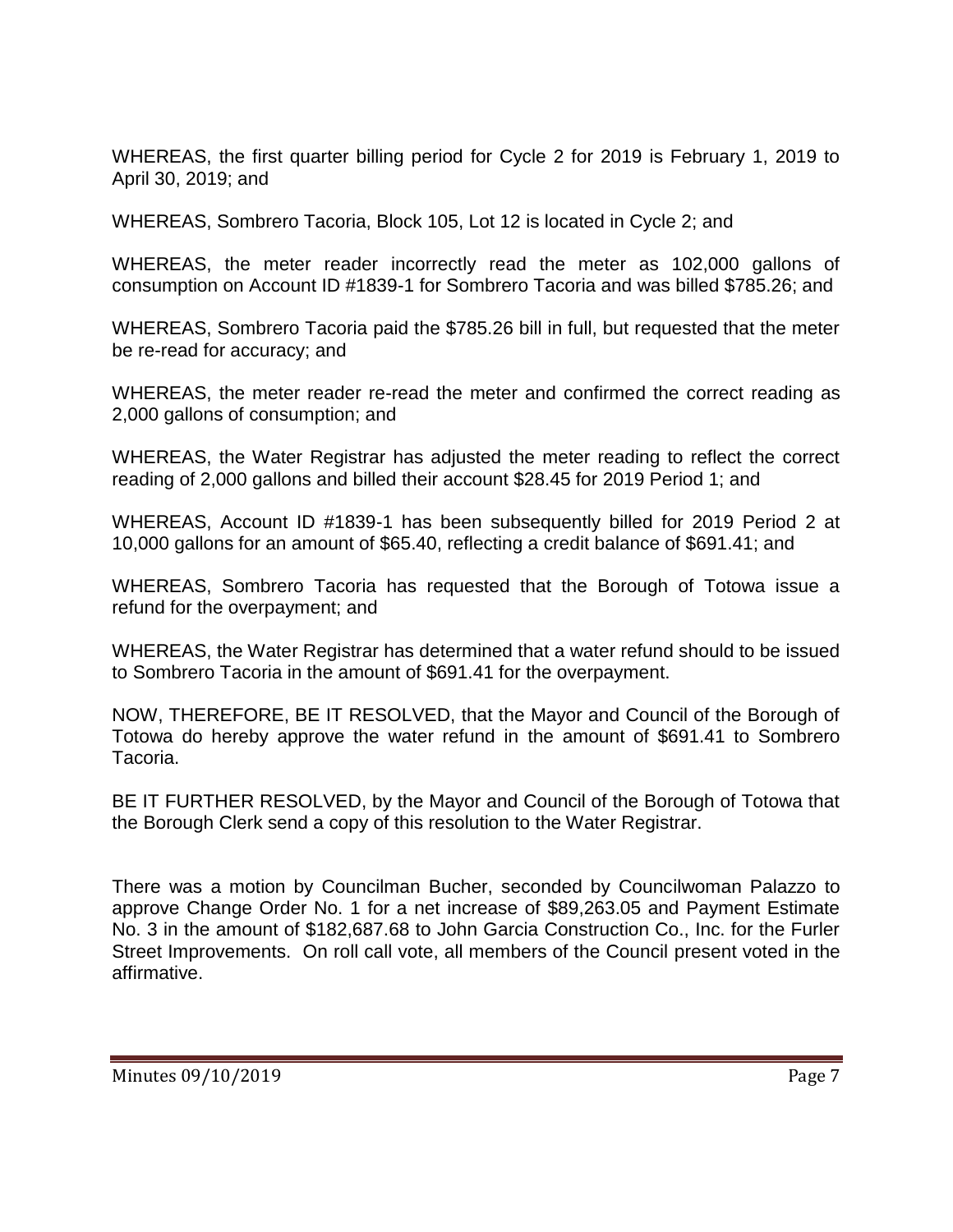WHEREAS, the first quarter billing period for Cycle 2 for 2019 is February 1, 2019 to April 30, 2019; and

WHEREAS, Sombrero Tacoria, Block 105, Lot 12 is located in Cycle 2; and

WHEREAS, the meter reader incorrectly read the meter as 102,000 gallons of consumption on Account ID #1839-1 for Sombrero Tacoria and was billed $785.26; and

WHEREAS, Sombrero Tacoria paid the $785.26 bill in full, but requested that the meter be re-read for accuracy; and

WHEREAS, the meter reader re-read the meter and confirmed the correct reading as 2,000 gallons of consumption; and

WHEREAS, the Water Registrar has adjusted the meter reading to reflect the correct reading of 2,000 gallons and billed their account $28.45 for 2019 Period 1; and

WHEREAS, Account ID #1839-1 has been subsequently billed for 2019 Period 2 at 10,000 gallons for an amount of $65.40, reflecting a credit balance of $691.41; and

WHEREAS, Sombrero Tacoria has requested that the Borough of Totowa issue a refund for the overpayment; and

WHEREAS, the Water Registrar has determined that a water refund should to be issued to Sombrero Tacoria in the amount of $691.41 for the overpayment.

NOW, THEREFORE, BE IT RESOLVED, that the Mayor and Council of the Borough of Totowa do hereby approve the water refund in the amount of $691.41 to Sombrero Tacoria.

BE IT FURTHER RESOLVED, by the Mayor and Council of the Borough of Totowa that the Borough Clerk send a copy of this resolution to the Water Registrar.

There was a motion by Councilman Bucher, seconded by Councilwoman Palazzo to approve Change Order No. 1 for a net increase of $89,263.05 and Payment Estimate No. 3 in the amount of $182,687.68 to John Garcia Construction Co., Inc. for the Furler Street Improvements. On roll call vote, all members of the Council present voted in the affirmative.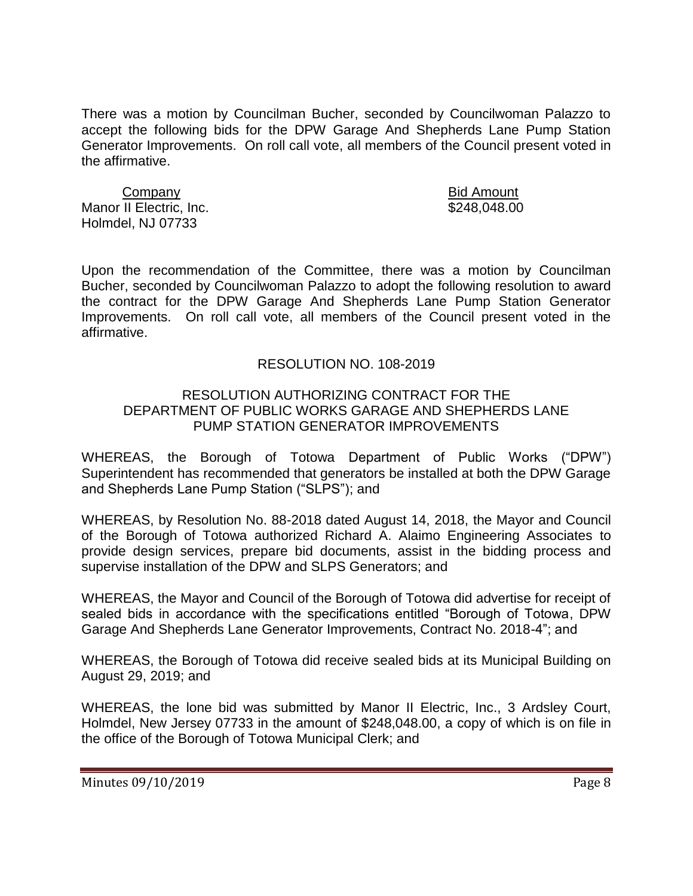There was a motion by Councilman Bucher, seconded by Councilwoman Palazzo to accept the following bids for the DPW Garage And Shepherds Lane Pump Station Generator Improvements. On roll call vote, all members of the Council present voted in the affirmative.

| Company | Bid Amount |
| --- | --- |
| Manor II Electric, Inc.<br>Holmdel, NJ 07733 | $248,048.00 |

Upon the recommendation of the Committee, there was a motion by Councilman Bucher, seconded by Councilwoman Palazzo to adopt the following resolution to award the contract for the DPW Garage And Shepherds Lane Pump Station Generator Improvements. On roll call vote, all members of the Council present voted in the affirmative.

RESOLUTION NO. 108-2019

RESOLUTION AUTHORIZING CONTRACT FOR THE DEPARTMENT OF PUBLIC WORKS GARAGE AND SHEPHERDS LANE PUMP STATION GENERATOR IMPROVEMENTS

WHEREAS, the Borough of Totowa Department of Public Works ("DPW") Superintendent has recommended that generators be installed at both the DPW Garage and Shepherds Lane Pump Station ("SLPS"); and

WHEREAS, by Resolution No. 88-2018 dated August 14, 2018, the Mayor and Council of the Borough of Totowa authorized Richard A. Alaimo Engineering Associates to provide design services, prepare bid documents, assist in the bidding process and supervise installation of the DPW and SLPS Generators; and

WHEREAS, the Mayor and Council of the Borough of Totowa did advertise for receipt of sealed bids in accordance with the specifications entitled "Borough of Totowa, DPW Garage And Shepherds Lane Generator Improvements, Contract No. 2018-4"; and

WHEREAS, the Borough of Totowa did receive sealed bids at its Municipal Building on August 29, 2019; and

WHEREAS, the lone bid was submitted by Manor II Electric, Inc., 3 Ardsley Court, Holmdel, New Jersey 07733 in the amount of $248,048.00, a copy of which is on file in the office of the Borough of Totowa Municipal Clerk; and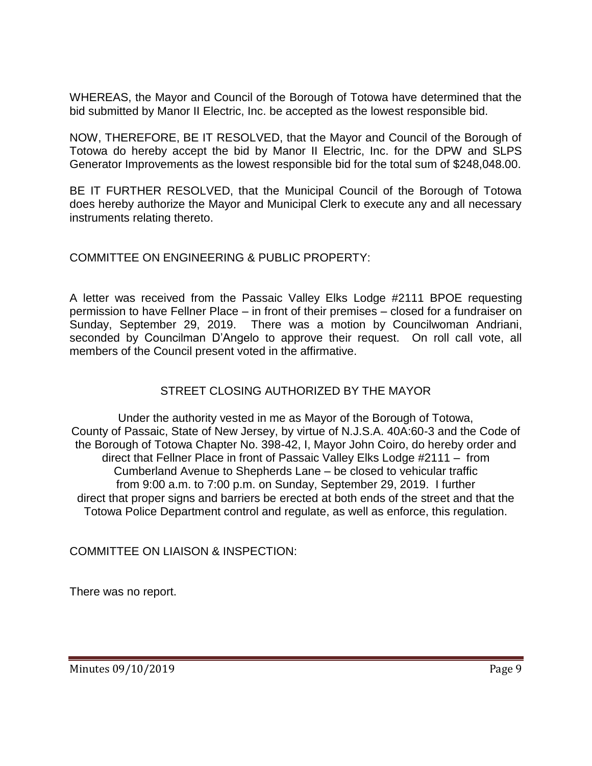WHEREAS, the Mayor and Council of the Borough of Totowa have determined that the bid submitted by Manor II Electric, Inc. be accepted as the lowest responsible bid.

NOW, THEREFORE, BE IT RESOLVED, that the Mayor and Council of the Borough of Totowa do hereby accept the bid by Manor II Electric, Inc. for the DPW and SLPS Generator Improvements as the lowest responsible bid for the total sum of $248,048.00.

BE IT FURTHER RESOLVED, that the Municipal Council of the Borough of Totowa does hereby authorize the Mayor and Municipal Clerk to execute any and all necessary instruments relating thereto.

COMMITTEE ON ENGINEERING & PUBLIC PROPERTY:

A letter was received from the Passaic Valley Elks Lodge #2111 BPOE requesting permission to have Fellner Place – in front of their premises – closed for a fundraiser on Sunday, September 29, 2019. There was a motion by Councilwoman Andriani, seconded by Councilman D'Angelo to approve their request. On roll call vote, all members of the Council present voted in the affirmative.

STREET CLOSING AUTHORIZED BY THE MAYOR

Under the authority vested in me as Mayor of the Borough of Totowa, County of Passaic, State of New Jersey, by virtue of N.J.S.A. 40A:60-3 and the Code of the Borough of Totowa Chapter No. 398-42, I, Mayor John Coiro, do hereby order and direct that Fellner Place in front of Passaic Valley Elks Lodge #2111 – from Cumberland Avenue to Shepherds Lane – be closed to vehicular traffic from 9:00 a.m. to 7:00 p.m. on Sunday, September 29, 2019. I further direct that proper signs and barriers be erected at both ends of the street and that the Totowa Police Department control and regulate, as well as enforce, this regulation.

COMMITTEE ON LIAISON & INSPECTION:

There was no report.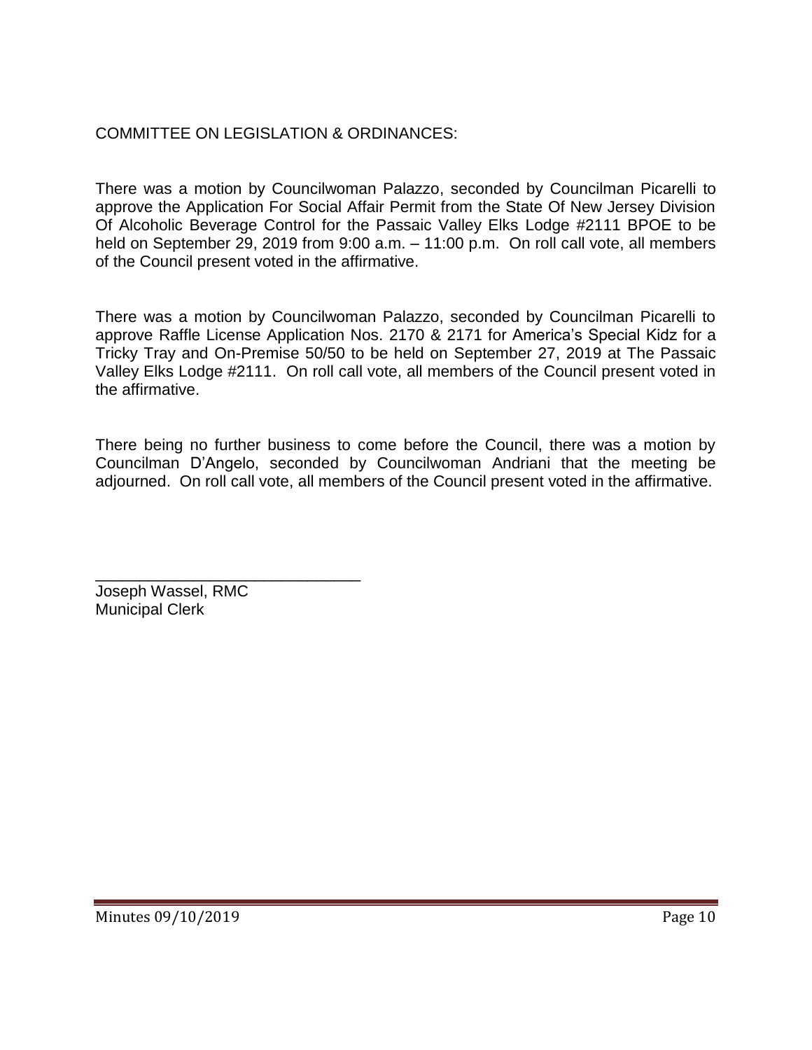COMMITTEE ON LEGISLATION & ORDINANCES:

There was a motion by Councilwoman Palazzo, seconded by Councilman Picarelli to approve the Application For Social Affair Permit from the State Of New Jersey Division Of Alcoholic Beverage Control for the Passaic Valley Elks Lodge #2111 BPOE to be held on September 29, 2019 from 9:00 a.m. – 11:00 p.m. On roll call vote, all members of the Council present voted in the affirmative.

There was a motion by Councilwoman Palazzo, seconded by Councilman Picarelli to approve Raffle License Application Nos. 2170 & 2171 for America's Special Kidz for a Tricky Tray and On-Premise 50/50 to be held on September 27, 2019 at The Passaic Valley Elks Lodge #2111. On roll call vote, all members of the Council present voted in the affirmative.

There being no further business to come before the Council, there was a motion by Councilman D'Angelo, seconded by Councilwoman Andriani that the meeting be adjourned. On roll call vote, all members of the Council present voted in the affirmative.

\_\_\_\_\_\_\_\_\_\_\_\_\_\_\_\_\_\_\_\_\_\_\_\_\_\_\_\_\_\_
Joseph Wassel, RMC
Municipal Clerk